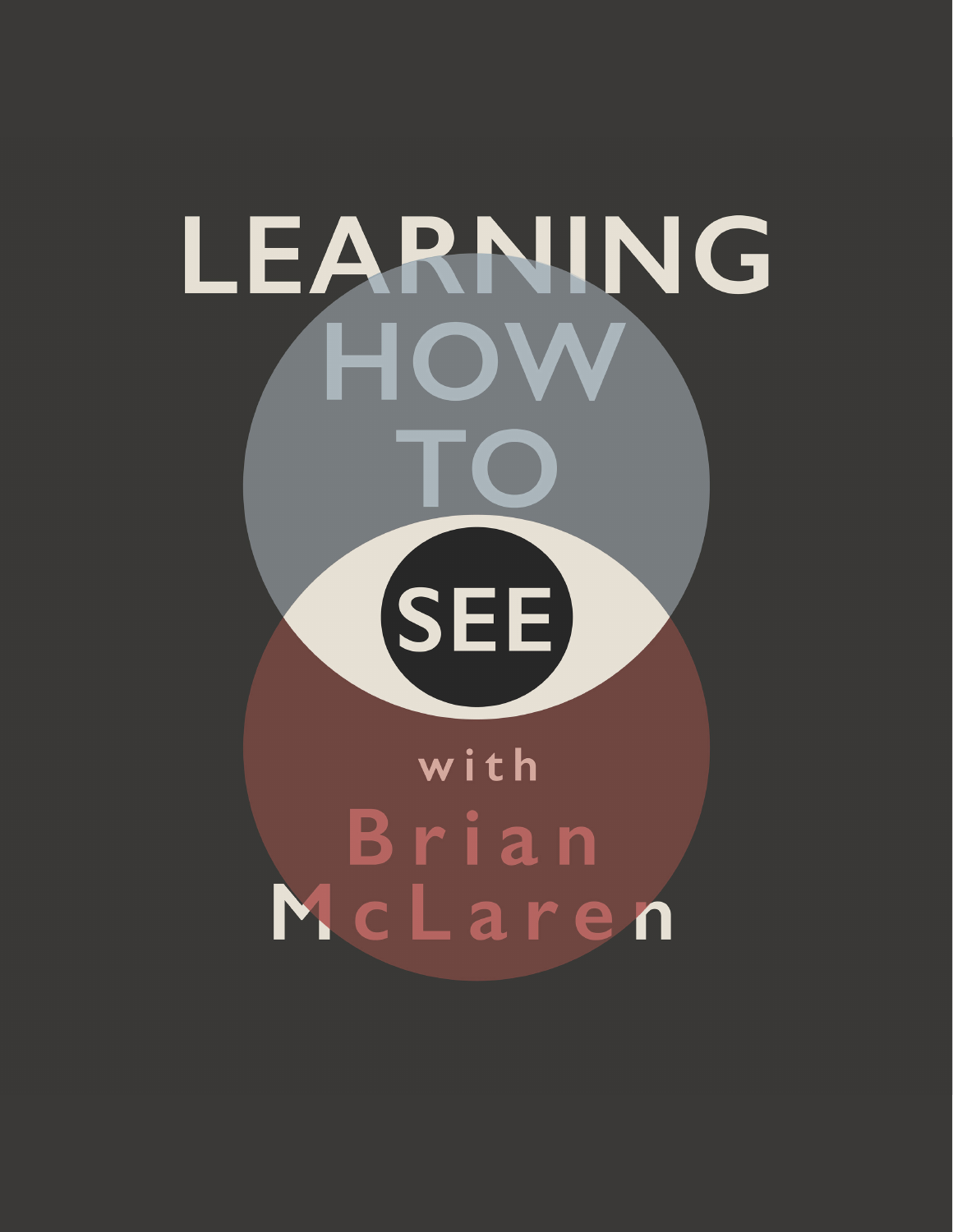# LEARNING HOW TO SEE

with Brian McLaren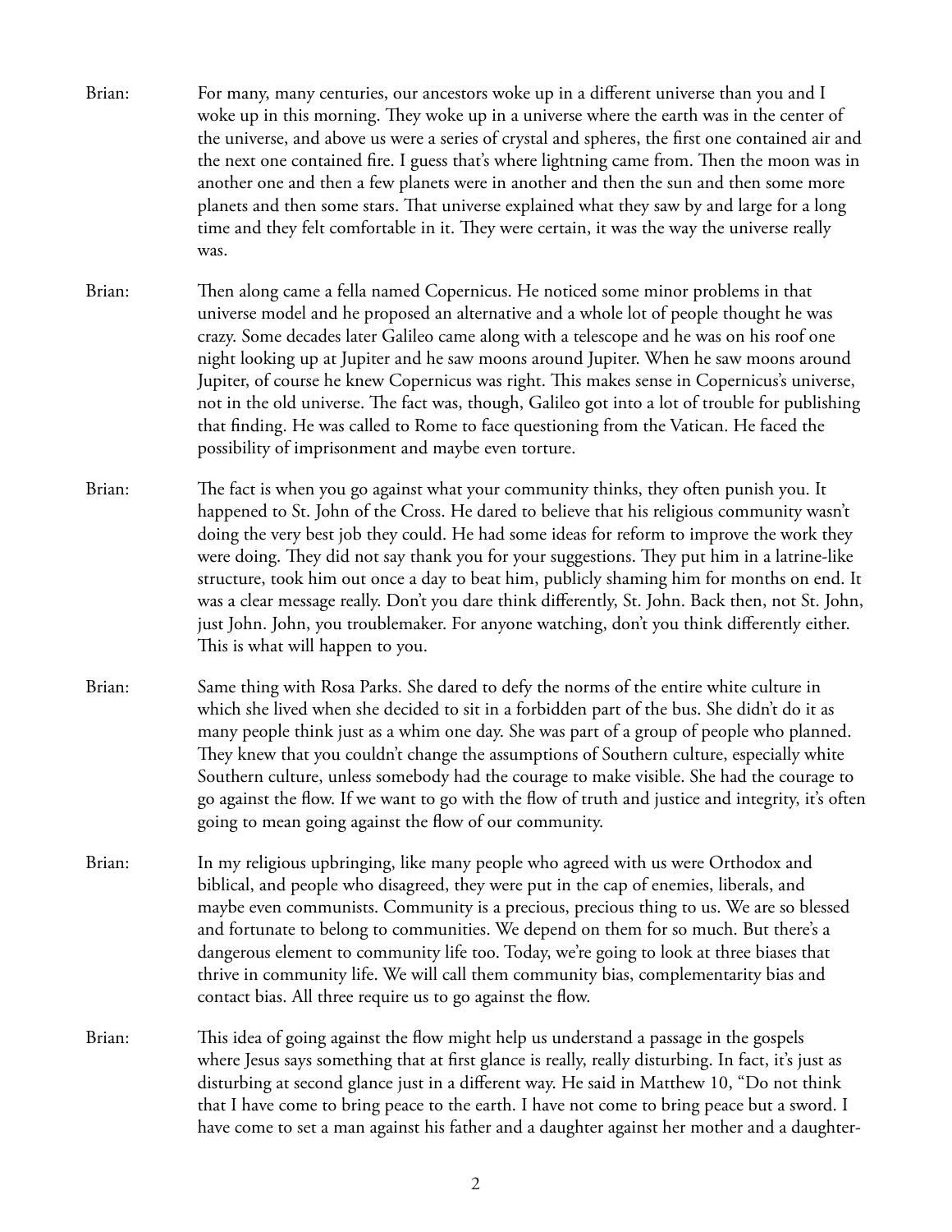Brian: For many, many centuries, our ancestors woke up in a different universe than you and I woke up in this morning. They woke up in a universe where the earth was in the center of the universe, and above us were a series of crystal and spheres, the first one contained air and the next one contained fire. I guess that's where lightning came from. Then the moon was in another one and then a few planets were in another and then the sun and then some more planets and then some stars. That universe explained what they saw by and large for a long time and they felt comfortable in it. They were certain, it was the way the universe really was.

Brian: Then along came a fella named Copernicus. He noticed some minor problems in that universe model and he proposed an alternative and a whole lot of people thought he was crazy. Some decades later Galileo came along with a telescope and he was on his roof one night looking up at Jupiter and he saw moons around Jupiter. When he saw moons around Jupiter, of course he knew Copernicus was right. This makes sense in Copernicus's universe, not in the old universe. The fact was, though, Galileo got into a lot of trouble for publishing that finding. He was called to Rome to face questioning from the Vatican. He faced the possibility of imprisonment and maybe even torture.

Brian: The fact is when you go against what your community thinks, they often punish you. It happened to St. John of the Cross. He dared to believe that his religious community wasn't doing the very best job they could. He had some ideas for reform to improve the work they were doing. They did not say thank you for your suggestions. They put him in a latrine-like structure, took him out once a day to beat him, publicly shaming him for months on end. It was a clear message really. Don't you dare think differently, St. John. Back then, not St. John, just John. John, you troublemaker. For anyone watching, don't you think differently either. This is what will happen to you.

Brian: Same thing with Rosa Parks. She dared to defy the norms of the entire white culture in which she lived when she decided to sit in a forbidden part of the bus. She didn't do it as many people think just as a whim one day. She was part of a group of people who planned. They knew that you couldn't change the assumptions of Southern culture, especially white Southern culture, unless somebody had the courage to make visible. She had the courage to go against the flow. If we want to go with the flow of truth and justice and integrity, it's often going to mean going against the flow of our community.

Brian: In my religious upbringing, like many people who agreed with us were Orthodox and biblical, and people who disagreed, they were put in the cap of enemies, liberals, and maybe even communists. Community is a precious, precious thing to us. We are so blessed and fortunate to belong to communities. We depend on them for so much. But there's a dangerous element to community life too. Today, we're going to look at three biases that thrive in community life. We will call them community bias, complementarity bias and contact bias. All three require us to go against the flow.

Brian: This idea of going against the flow might help us understand a passage in the gospels where Jesus says something that at first glance is really, really disturbing. In fact, it's just as disturbing at second glance just in a different way. He said in Matthew 10, "Do not think that I have come to bring peace to the earth. I have not come to bring peace but a sword. I have come to set a man against his father and a daughter against her mother and a daughter-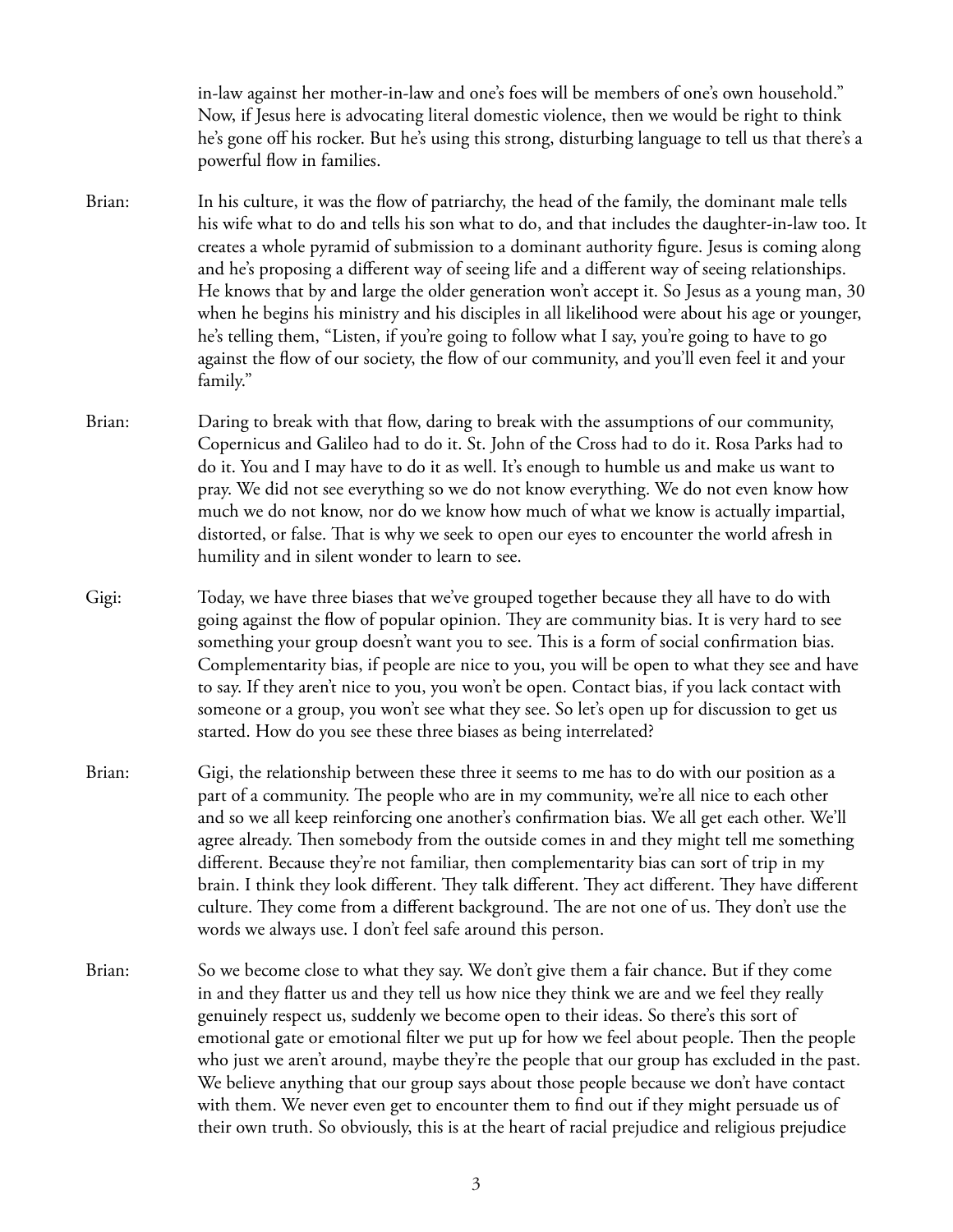in-law against her mother-in-law and one's foes will be members of one's own household." Now, if Jesus here is advocating literal domestic violence, then we would be right to think he's gone off his rocker. But he's using this strong, disturbing language to tell us that there's a powerful flow in families.

Brian: In his culture, it was the flow of patriarchy, the head of the family, the dominant male tells his wife what to do and tells his son what to do, and that includes the daughter-in-law too. It creates a whole pyramid of submission to a dominant authority figure. Jesus is coming along and he's proposing a different way of seeing life and a different way of seeing relationships. He knows that by and large the older generation won't accept it. So Jesus as a young man, 30 when he begins his ministry and his disciples in all likelihood were about his age or younger, he's telling them, "Listen, if you're going to follow what I say, you're going to have to go against the flow of our society, the flow of our community, and you'll even feel it and your family."

Brian: Daring to break with that flow, daring to break with the assumptions of our community, Copernicus and Galileo had to do it. St. John of the Cross had to do it. Rosa Parks had to do it. You and I may have to do it as well. It's enough to humble us and make us want to pray. We did not see everything so we do not know everything. We do not even know how much we do not know, nor do we know how much of what we know is actually impartial, distorted, or false. That is why we seek to open our eyes to encounter the world afresh in humility and in silent wonder to learn to see.

Gigi: Today, we have three biases that we've grouped together because they all have to do with going against the flow of popular opinion. They are community bias. It is very hard to see something your group doesn't want you to see. This is a form of social confirmation bias. Complementarity bias, if people are nice to you, you will be open to what they see and have to say. If they aren't nice to you, you won't be open. Contact bias, if you lack contact with someone or a group, you won't see what they see. So let's open up for discussion to get us started. How do you see these three biases as being interrelated?

Brian: Gigi, the relationship between these three it seems to me has to do with our position as a part of a community. The people who are in my community, we're all nice to each other and so we all keep reinforcing one another's confirmation bias. We all get each other. We'll agree already. Then somebody from the outside comes in and they might tell me something different. Because they're not familiar, then complementarity bias can sort of trip in my brain. I think they look different. They talk different. They act different. They have different culture. They come from a different background. The are not one of us. They don't use the words we always use. I don't feel safe around this person.

Brian: So we become close to what they say. We don't give them a fair chance. But if they come in and they flatter us and they tell us how nice they think we are and we feel they really genuinely respect us, suddenly we become open to their ideas. So there's this sort of emotional gate or emotional filter we put up for how we feel about people. Then the people who just we aren't around, maybe they're the people that our group has excluded in the past. We believe anything that our group says about those people because we don't have contact with them. We never even get to encounter them to find out if they might persuade us of their own truth. So obviously, this is at the heart of racial prejudice and religious prejudice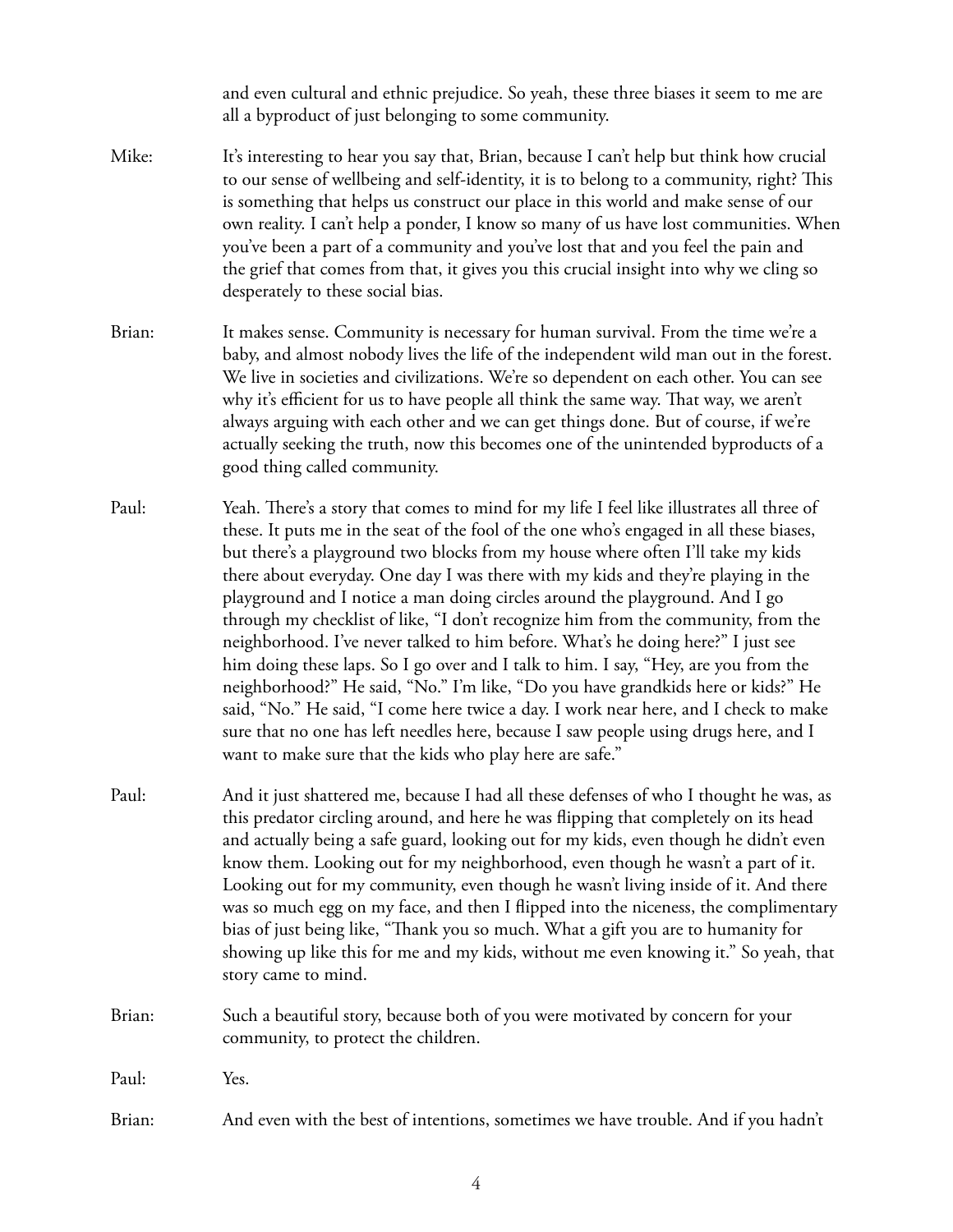and even cultural and ethnic prejudice. So yeah, these three biases it seem to me are all a byproduct of just belonging to some community.

Mike: It's interesting to hear you say that, Brian, because I can't help but think how crucial to our sense of wellbeing and self-identity, it is to belong to a community, right? This is something that helps us construct our place in this world and make sense of our own reality. I can't help a ponder, I know so many of us have lost communities. When you've been a part of a community and you've lost that and you feel the pain and the grief that comes from that, it gives you this crucial insight into why we cling so desperately to these social bias.

Brian: It makes sense. Community is necessary for human survival. From the time we're a baby, and almost nobody lives the life of the independent wild man out in the forest. We live in societies and civilizations. We're so dependent on each other. You can see why it's efficient for us to have people all think the same way. That way, we aren't always arguing with each other and we can get things done. But of course, if we're actually seeking the truth, now this becomes one of the unintended byproducts of a good thing called community.

Paul: Yeah. There's a story that comes to mind for my life I feel like illustrates all three of these. It puts me in the seat of the fool of the one who's engaged in all these biases, but there's a playground two blocks from my house where often I'll take my kids there about everyday. One day I was there with my kids and they're playing in the playground and I notice a man doing circles around the playground. And I go through my checklist of like, "I don't recognize him from the community, from the neighborhood. I've never talked to him before. What's he doing here?" I just see him doing these laps. So I go over and I talk to him. I say, "Hey, are you from the neighborhood?" He said, "No." I'm like, "Do you have grandkids here or kids?" He said, "No." He said, "I come here twice a day. I work near here, and I check to make sure that no one has left needles here, because I saw people using drugs here, and I want to make sure that the kids who play here are safe."

Paul: And it just shattered me, because I had all these defenses of who I thought he was, as this predator circling around, and here he was flipping that completely on its head and actually being a safe guard, looking out for my kids, even though he didn't even know them. Looking out for my neighborhood, even though he wasn't a part of it. Looking out for my community, even though he wasn't living inside of it. And there was so much egg on my face, and then I flipped into the niceness, the complimentary bias of just being like, "Thank you so much. What a gift you are to humanity for showing up like this for me and my kids, without me even knowing it." So yeah, that story came to mind.

Brian: Such a beautiful story, because both of you were motivated by concern for your community, to protect the children.

Paul: Yes.

Brian: And even with the best of intentions, sometimes we have trouble. And if you hadn't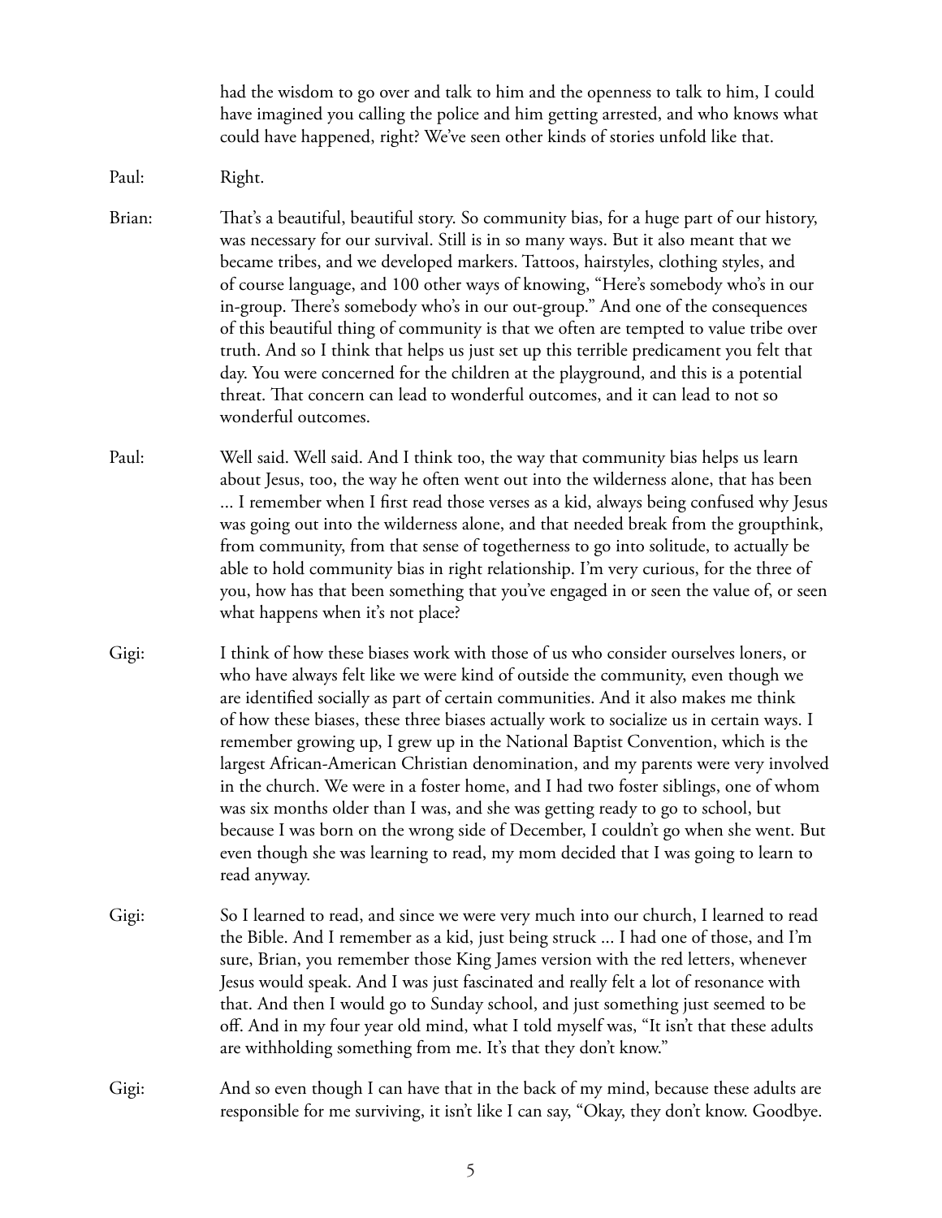had the wisdom to go over and talk to him and the openness to talk to him, I could have imagined you calling the police and him getting arrested, and who knows what could have happened, right? We've seen other kinds of stories unfold like that.

Paul: Right.

Brian: That's a beautiful, beautiful story. So community bias, for a huge part of our history, was necessary for our survival. Still is in so many ways. But it also meant that we became tribes, and we developed markers. Tattoos, hairstyles, clothing styles, and of course language, and 100 other ways of knowing, "Here's somebody who's in our in-group. There's somebody who's in our out-group." And one of the consequences of this beautiful thing of community is that we often are tempted to value tribe over truth. And so I think that helps us just set up this terrible predicament you felt that day. You were concerned for the children at the playground, and this is a potential threat. That concern can lead to wonderful outcomes, and it can lead to not so wonderful outcomes.

Paul: Well said. Well said. And I think too, the way that community bias helps us learn about Jesus, too, the way he often went out into the wilderness alone, that has been ... I remember when I first read those verses as a kid, always being confused why Jesus was going out into the wilderness alone, and that needed break from the groupthink, from community, from that sense of togetherness to go into solitude, to actually be able to hold community bias in right relationship. I'm very curious, for the three of you, how has that been something that you've engaged in or seen the value of, or seen what happens when it's not place?

Gigi: I think of how these biases work with those of us who consider ourselves loners, or who have always felt like we were kind of outside the community, even though we are identified socially as part of certain communities. And it also makes me think of how these biases, these three biases actually work to socialize us in certain ways. I remember growing up, I grew up in the National Baptist Convention, which is the largest African-American Christian denomination, and my parents were very involved in the church. We were in a foster home, and I had two foster siblings, one of whom was six months older than I was, and she was getting ready to go to school, but because I was born on the wrong side of December, I couldn't go when she went. But even though she was learning to read, my mom decided that I was going to learn to read anyway.

Gigi: So I learned to read, and since we were very much into our church, I learned to read the Bible. And I remember as a kid, just being struck ... I had one of those, and I'm sure, Brian, you remember those King James version with the red letters, whenever Jesus would speak. And I was just fascinated and really felt a lot of resonance with that. And then I would go to Sunday school, and just something just seemed to be off. And in my four year old mind, what I told myself was, "It isn't that these adults are withholding something from me. It's that they don't know."

Gigi: And so even though I can have that in the back of my mind, because these adults are responsible for me surviving, it isn't like I can say, "Okay, they don't know. Goodbye.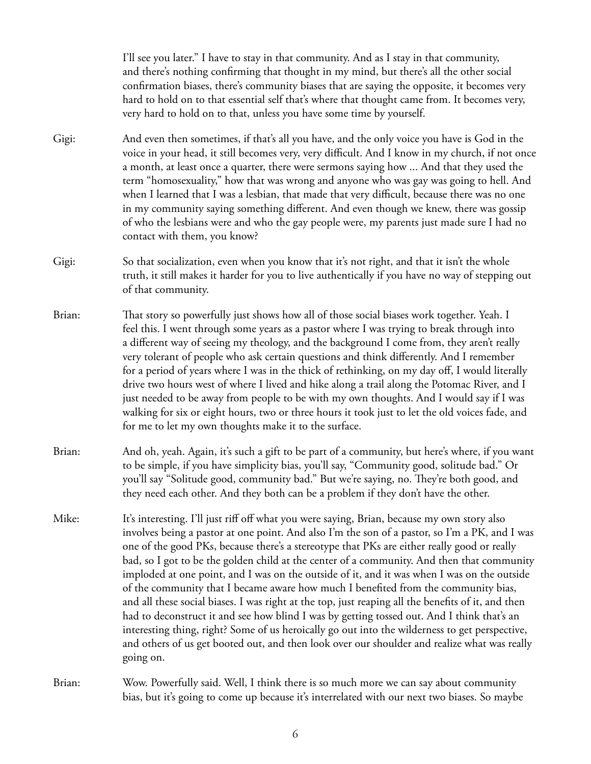I'll see you later." I have to stay in that community. And as I stay in that community, and there's nothing confirming that thought in my mind, but there's all the other social confirmation biases, there's community biases that are saying the opposite, it becomes very hard to hold on to that essential self that's where that thought came from. It becomes very, very hard to hold on to that, unless you have some time by yourself.

Gigi: And even then sometimes, if that's all you have, and the only voice you have is God in the voice in your head, it still becomes very, very difficult. And I know in my church, if not once a month, at least once a quarter, there were sermons saying how ... And that they used the term "homosexuality," how that was wrong and anyone who was gay was going to hell. And when I learned that I was a lesbian, that made that very difficult, because there was no one in my community saying something different. And even though we knew, there was gossip of who the lesbians were and who the gay people were, my parents just made sure I had no contact with them, you know?

Gigi: So that socialization, even when you know that it's not right, and that it isn't the whole truth, it still makes it harder for you to live authentically if you have no way of stepping out of that community.

Brian: That story so powerfully just shows how all of those social biases work together. Yeah. I feel this. I went through some years as a pastor where I was trying to break through into a different way of seeing my theology, and the background I come from, they aren't really very tolerant of people who ask certain questions and think differently. And I remember for a period of years where I was in the thick of rethinking, on my day off, I would literally drive two hours west of where I lived and hike along a trail along the Potomac River, and I just needed to be away from people to be with my own thoughts. And I would say if I was walking for six or eight hours, two or three hours it took just to let the old voices fade, and for me to let my own thoughts make it to the surface.

Brian: And oh, yeah. Again, it's such a gift to be part of a community, but here's where, if you want to be simple, if you have simplicity bias, you'll say, "Community good, solitude bad." Or you'll say "Solitude good, community bad." But we're saying, no. They're both good, and they need each other. And they both can be a problem if they don't have the other.

Mike: It's interesting. I'll just riff off what you were saying, Brian, because my own story also involves being a pastor at one point. And also I'm the son of a pastor, so I'm a PK, and I was one of the good PKs, because there's a stereotype that PKs are either really good or really bad, so I got to be the golden child at the center of a community. And then that community imploded at one point, and I was on the outside of it, and it was when I was on the outside of the community that I became aware how much I benefited from the community bias, and all these social biases. I was right at the top, just reaping all the benefits of it, and then had to deconstruct it and see how blind I was by getting tossed out. And I think that's an interesting thing, right? Some of us heroically go out into the wilderness to get perspective, and others of us get booted out, and then look over our shoulder and realize what was really going on.

Brian: Wow. Powerfully said. Well, I think there is so much more we can say about community bias, but it's going to come up because it's interrelated with our next two biases. So maybe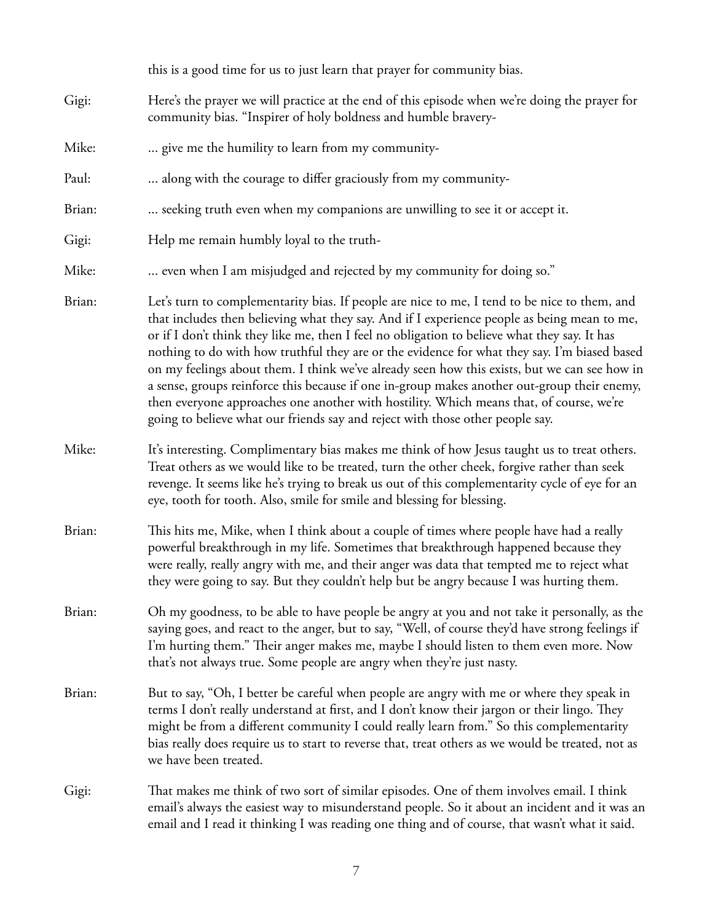this is a good time for us to just learn that prayer for community bias.

Gigi: Here's the prayer we will practice at the end of this episode when we're doing the prayer for community bias. "Inspirer of holy boldness and humble bravery-

Mike: ... give me the humility to learn from my community-

Paul: ... along with the courage to differ graciously from my community-

Brian: ... seeking truth even when my companions are unwilling to see it or accept it.

Gigi: Help me remain humbly loyal to the truth-

Mike: ... even when I am misjudged and rejected by my community for doing so."

Brian: Let's turn to complementarity bias. If people are nice to me, I tend to be nice to them, and that includes then believing what they say. And if I experience people as being mean to me, or if I don't think they like me, then I feel no obligation to believe what they say. It has nothing to do with how truthful they are or the evidence for what they say. I'm biased based on my feelings about them. I think we've already seen how this exists, but we can see how in a sense, groups reinforce this because if one in-group makes another out-group their enemy, then everyone approaches one another with hostility. Which means that, of course, we're going to believe what our friends say and reject with those other people say.

Mike: It's interesting. Complimentary bias makes me think of how Jesus taught us to treat others. Treat others as we would like to be treated, turn the other cheek, forgive rather than seek revenge. It seems like he's trying to break us out of this complementarity cycle of eye for an eye, tooth for tooth. Also, smile for smile and blessing for blessing.

Brian: This hits me, Mike, when I think about a couple of times where people have had a really powerful breakthrough in my life. Sometimes that breakthrough happened because they were really, really angry with me, and their anger was data that tempted me to reject what they were going to say. But they couldn't help but be angry because I was hurting them.

Brian: Oh my goodness, to be able to have people be angry at you and not take it personally, as the saying goes, and react to the anger, but to say, "Well, of course they'd have strong feelings if I'm hurting them." Their anger makes me, maybe I should listen to them even more. Now that's not always true. Some people are angry when they're just nasty.

Brian: But to say, "Oh, I better be careful when people are angry with me or where they speak in terms I don't really understand at first, and I don't know their jargon or their lingo. They might be from a different community I could really learn from." So this complementarity bias really does require us to start to reverse that, treat others as we would be treated, not as we have been treated.

Gigi: That makes me think of two sort of similar episodes. One of them involves email. I think email's always the easiest way to misunderstand people. So it about an incident and it was an email and I read it thinking I was reading one thing and of course, that wasn't what it said.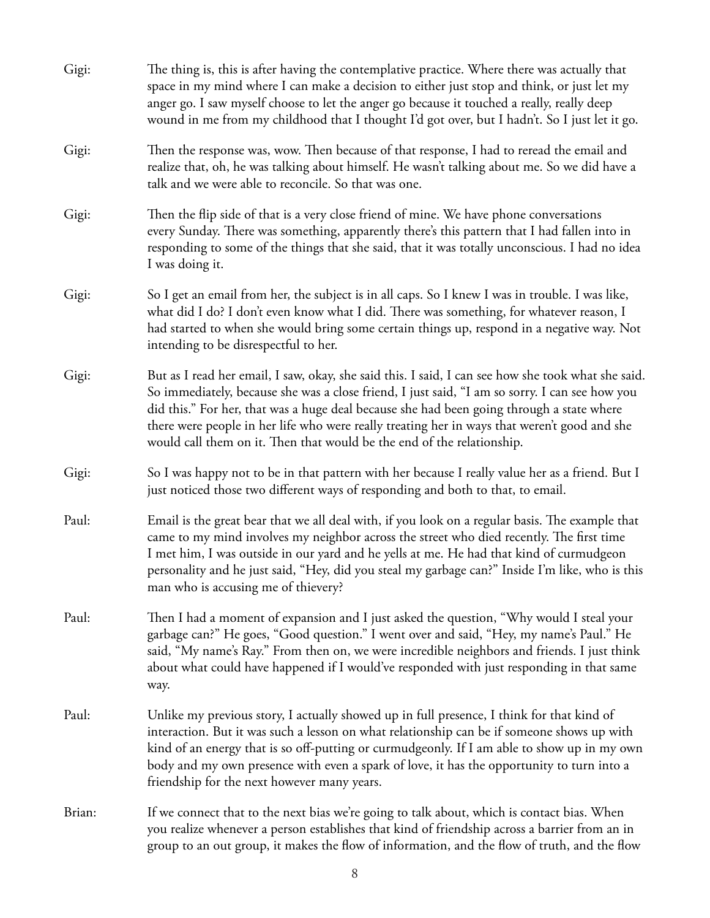Gigi: The thing is, this is after having the contemplative practice. Where there was actually that space in my mind where I can make a decision to either just stop and think, or just let my anger go. I saw myself choose to let the anger go because it touched a really, really deep wound in me from my childhood that I thought I'd got over, but I hadn't. So I just let it go.

Gigi: Then the response was, wow. Then because of that response, I had to reread the email and realize that, oh, he was talking about himself. He wasn't talking about me. So we did have a talk and we were able to reconcile. So that was one.

Gigi: Then the flip side of that is a very close friend of mine. We have phone conversations every Sunday. There was something, apparently there's this pattern that I had fallen into in responding to some of the things that she said, that it was totally unconscious. I had no idea I was doing it.

Gigi: So I get an email from her, the subject is in all caps. So I knew I was in trouble. I was like, what did I do? I don't even know what I did. There was something, for whatever reason, I had started to when she would bring some certain things up, respond in a negative way. Not intending to be disrespectful to her.

Gigi: But as I read her email, I saw, okay, she said this. I said, I can see how she took what she said. So immediately, because she was a close friend, I just said, "I am so sorry. I can see how you did this." For her, that was a huge deal because she had been going through a state where there were people in her life who were really treating her in ways that weren't good and she would call them on it. Then that would be the end of the relationship.

Gigi: So I was happy not to be in that pattern with her because I really value her as a friend. But I just noticed those two different ways of responding and both to that, to email.

Paul: Email is the great bear that we all deal with, if you look on a regular basis. The example that came to my mind involves my neighbor across the street who died recently. The first time I met him, I was outside in our yard and he yells at me. He had that kind of curmudgeon personality and he just said, "Hey, did you steal my garbage can?" Inside I'm like, who is this man who is accusing me of thievery?

Paul: Then I had a moment of expansion and I just asked the question, "Why would I steal your garbage can?" He goes, "Good question." I went over and said, "Hey, my name's Paul." He said, "My name's Ray." From then on, we were incredible neighbors and friends. I just think about what could have happened if I would've responded with just responding in that same way.

Paul: Unlike my previous story, I actually showed up in full presence, I think for that kind of interaction. But it was such a lesson on what relationship can be if someone shows up with kind of an energy that is so off-putting or curmudgeonly. If I am able to show up in my own body and my own presence with even a spark of love, it has the opportunity to turn into a friendship for the next however many years.

Brian: If we connect that to the next bias we're going to talk about, which is contact bias. When you realize whenever a person establishes that kind of friendship across a barrier from an in group to an out group, it makes the flow of information, and the flow of truth, and the flow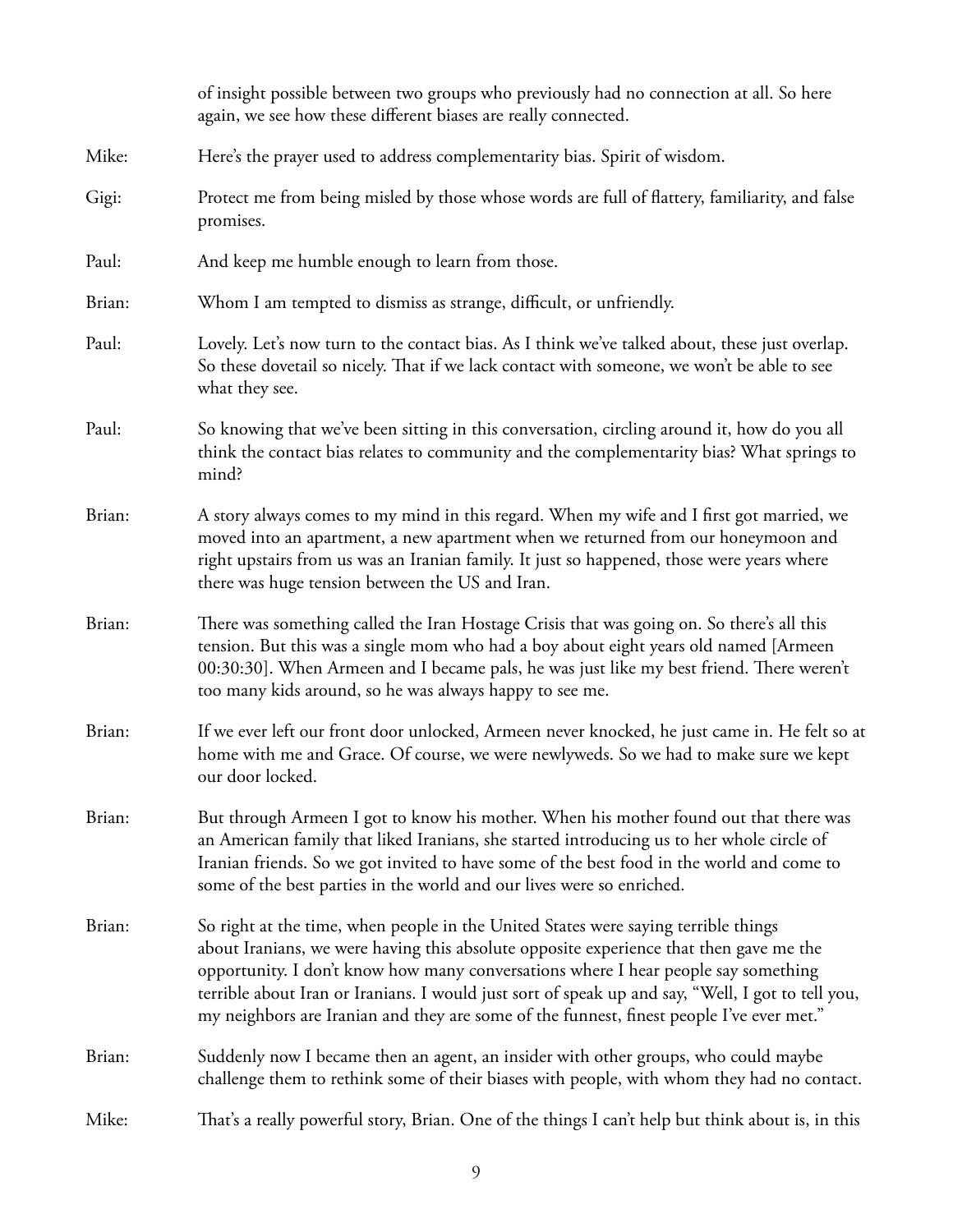of insight possible between two groups who previously had no connection at all. So here again, we see how these different biases are really connected.

Mike: Here's the prayer used to address complementarity bias. Spirit of wisdom.

Gigi: Protect me from being misled by those whose words are full of flattery, familiarity, and false promises.

Paul: And keep me humble enough to learn from those.

Brian: Whom I am tempted to dismiss as strange, difficult, or unfriendly.

Paul: Lovely. Let's now turn to the contact bias. As I think we've talked about, these just overlap. So these dovetail so nicely. That if we lack contact with someone, we won't be able to see what they see.

Paul: So knowing that we've been sitting in this conversation, circling around it, how do you all think the contact bias relates to community and the complementarity bias? What springs to mind?

Brian: A story always comes to my mind in this regard. When my wife and I first got married, we moved into an apartment, a new apartment when we returned from our honeymoon and right upstairs from us was an Iranian family. It just so happened, those were years where there was huge tension between the US and Iran.

Brian: There was something called the Iran Hostage Crisis that was going on. So there's all this tension. But this was a single mom who had a boy about eight years old named [Armeen 00:30:30]. When Armeen and I became pals, he was just like my best friend. There weren't too many kids around, so he was always happy to see me.

Brian: If we ever left our front door unlocked, Armeen never knocked, he just came in. He felt so at home with me and Grace. Of course, we were newlyweds. So we had to make sure we kept our door locked.

Brian: But through Armeen I got to know his mother. When his mother found out that there was an American family that liked Iranians, she started introducing us to her whole circle of Iranian friends. So we got invited to have some of the best food in the world and come to some of the best parties in the world and our lives were so enriched.

Brian: So right at the time, when people in the United States were saying terrible things about Iranians, we were having this absolute opposite experience that then gave me the opportunity. I don't know how many conversations where I hear people say something terrible about Iran or Iranians. I would just sort of speak up and say, "Well, I got to tell you, my neighbors are Iranian and they are some of the funnest, finest people I've ever met."

Brian: Suddenly now I became then an agent, an insider with other groups, who could maybe challenge them to rethink some of their biases with people, with whom they had no contact.

Mike: That's a really powerful story, Brian. One of the things I can't help but think about is, in this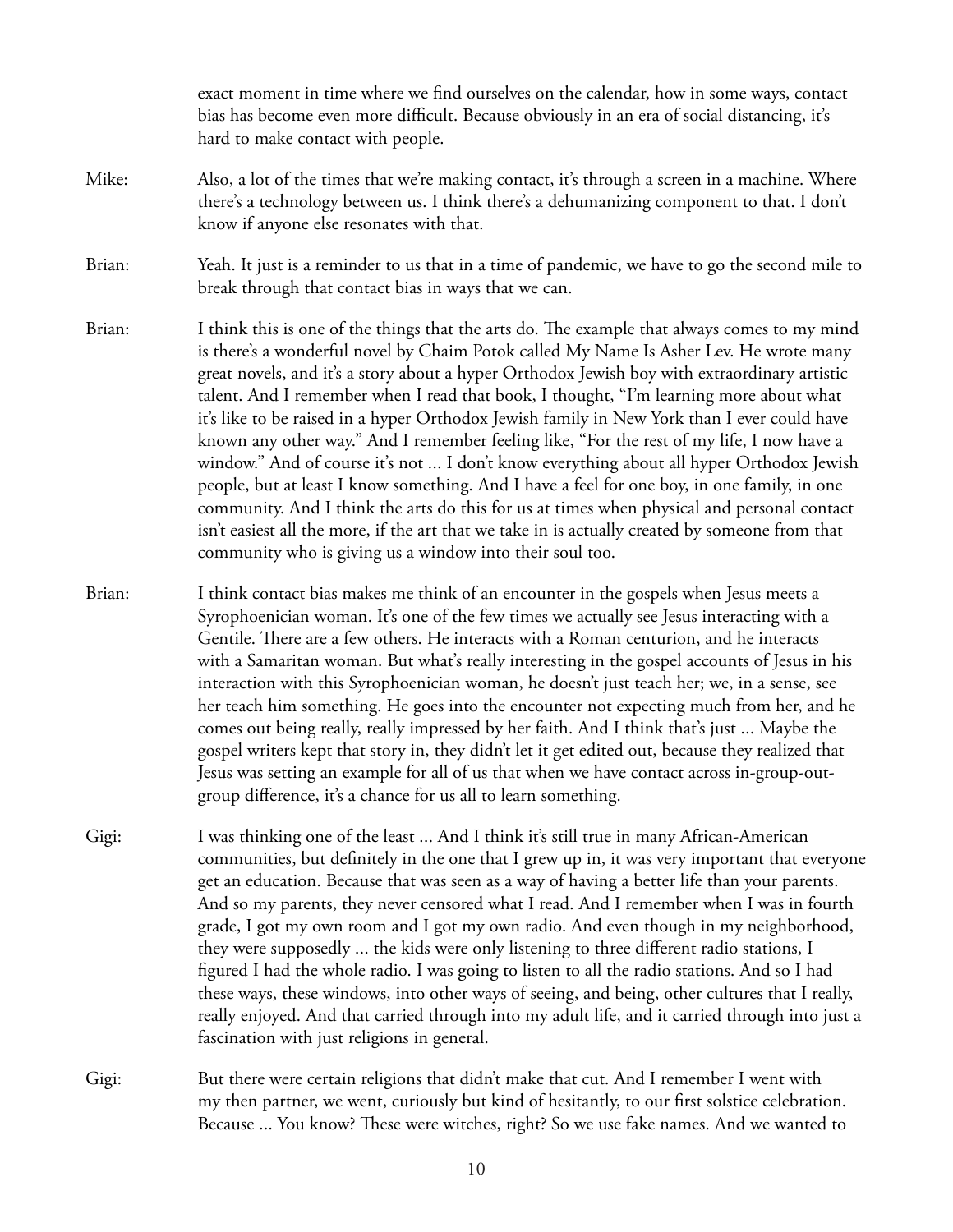exact moment in time where we find ourselves on the calendar, how in some ways, contact bias has become even more difficult. Because obviously in an era of social distancing, it's hard to make contact with people.

Mike: Also, a lot of the times that we're making contact, it's through a screen in a machine. Where there's a technology between us. I think there's a dehumanizing component to that. I don't know if anyone else resonates with that.

Brian: Yeah. It just is a reminder to us that in a time of pandemic, we have to go the second mile to break through that contact bias in ways that we can.

Brian: I think this is one of the things that the arts do. The example that always comes to my mind is there's a wonderful novel by Chaim Potok called My Name Is Asher Lev. He wrote many great novels, and it's a story about a hyper Orthodox Jewish boy with extraordinary artistic talent. And I remember when I read that book, I thought, "I'm learning more about what it's like to be raised in a hyper Orthodox Jewish family in New York than I ever could have known any other way." And I remember feeling like, "For the rest of my life, I now have a window." And of course it's not ... I don't know everything about all hyper Orthodox Jewish people, but at least I know something. And I have a feel for one boy, in one family, in one community. And I think the arts do this for us at times when physical and personal contact isn't easiest all the more, if the art that we take in is actually created by someone from that community who is giving us a window into their soul too.

Brian: I think contact bias makes me think of an encounter in the gospels when Jesus meets a Syrophoenician woman. It's one of the few times we actually see Jesus interacting with a Gentile. There are a few others. He interacts with a Roman centurion, and he interacts with a Samaritan woman. But what's really interesting in the gospel accounts of Jesus in his interaction with this Syrophoenician woman, he doesn't just teach her; we, in a sense, see her teach him something. He goes into the encounter not expecting much from her, and he comes out being really, really impressed by her faith. And I think that's just ... Maybe the gospel writers kept that story in, they didn't let it get edited out, because they realized that Jesus was setting an example for all of us that when we have contact across in-group-out-group difference, it's a chance for us all to learn something.

Gigi: I was thinking one of the least ... And I think it's still true in many African-American communities, but definitely in the one that I grew up in, it was very important that everyone get an education. Because that was seen as a way of having a better life than your parents. And so my parents, they never censored what I read. And I remember when I was in fourth grade, I got my own room and I got my own radio. And even though in my neighborhood, they were supposedly ... the kids were only listening to three different radio stations, I figured I had the whole radio. I was going to listen to all the radio stations. And so I had these ways, these windows, into other ways of seeing, and being, other cultures that I really, really enjoyed. And that carried through into my adult life, and it carried through into just a fascination with just religions in general.

Gigi: But there were certain religions that didn't make that cut. And I remember I went with my then partner, we went, curiously but kind of hesitantly, to our first solstice celebration. Because ... You know? These were witches, right? So we use fake names. And we wanted to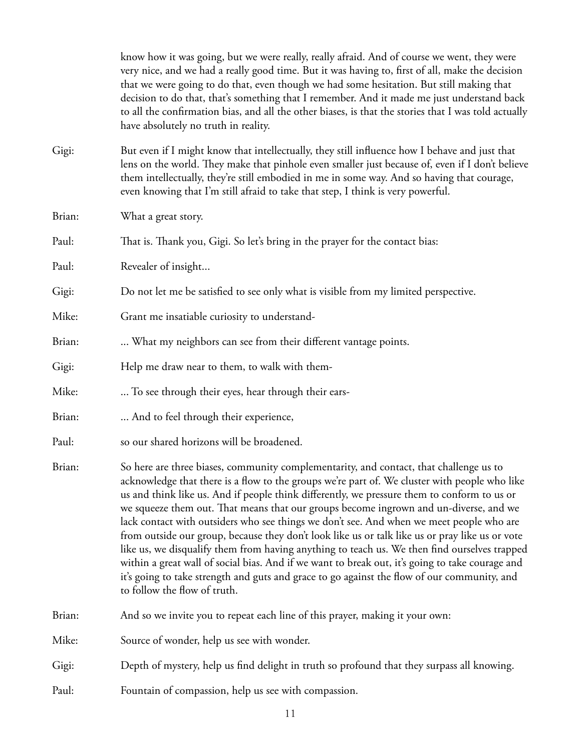know how it was going, but we were really, really afraid. And of course we went, they were very nice, and we had a really good time. But it was having to, first of all, make the decision that we were going to do that, even though we had some hesitation. But still making that decision to do that, that's something that I remember. And it made me just understand back to all the confirmation bias, and all the other biases, is that the stories that I was told actually have absolutely no truth in reality.

Gigi: But even if I might know that intellectually, they still influence how I behave and just that lens on the world. They make that pinhole even smaller just because of, even if I don't believe them intellectually, they're still embodied in me in some way. And so having that courage, even knowing that I'm still afraid to take that step, I think is very powerful.

Brian: What a great story.

Paul: That is. Thank you, Gigi. So let's bring in the prayer for the contact bias:

Paul: Revealer of insight...

Gigi: Do not let me be satisfied to see only what is visible from my limited perspective.

Mike: Grant me insatiable curiosity to understand-

Brian: ... What my neighbors can see from their different vantage points.

Gigi: Help me draw near to them, to walk with them-

Mike: ... To see through their eyes, hear through their ears-

Brian: ... And to feel through their experience,

Paul: so our shared horizons will be broadened.

Brian: So here are three biases, community complementarity, and contact, that challenge us to acknowledge that there is a flow to the groups we're part of. We cluster with people who like us and think like us. And if people think differently, we pressure them to conform to us or we squeeze them out. That means that our groups become ingrown and un-diverse, and we lack contact with outsiders who see things we don't see. And when we meet people who are from outside our group, because they don't look like us or talk like us or pray like us or vote like us, we disqualify them from having anything to teach us. We then find ourselves trapped within a great wall of social bias. And if we want to break out, it's going to take courage and it's going to take strength and guts and grace to go against the flow of our community, and to follow the flow of truth.

Brian: And so we invite you to repeat each line of this prayer, making it your own:

Mike: Source of wonder, help us see with wonder.

Gigi: Depth of mystery, help us find delight in truth so profound that they surpass all knowing.

Paul: Fountain of compassion, help us see with compassion.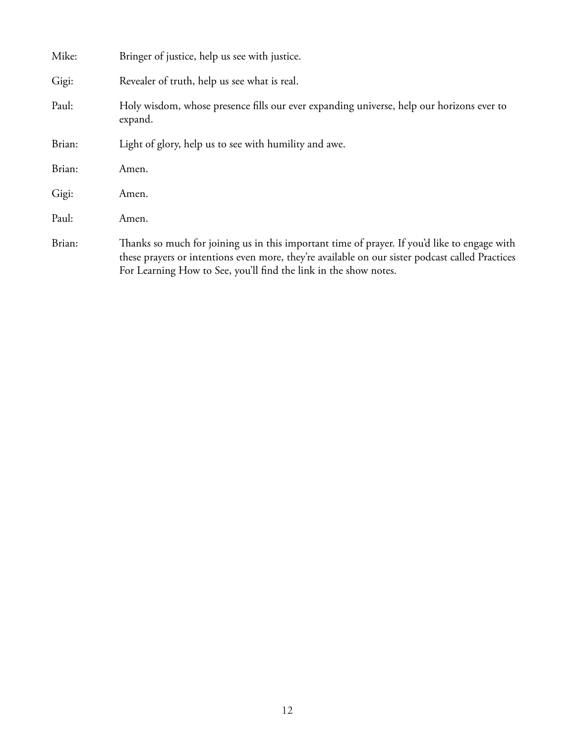Mike: Bringer of justice, help us see with justice.

Gigi: Revealer of truth, help us see what is real.

Paul: Holy wisdom, whose presence fills our ever expanding universe, help our horizons ever to expand.

Brian: Light of glory, help us to see with humility and awe.

Brian: Amen.

Gigi: Amen.

Paul: Amen.

Brian: Thanks so much for joining us in this important time of prayer. If you'd like to engage with these prayers or intentions even more, they're available on our sister podcast called Practices For Learning How to See, you'll find the link in the show notes.